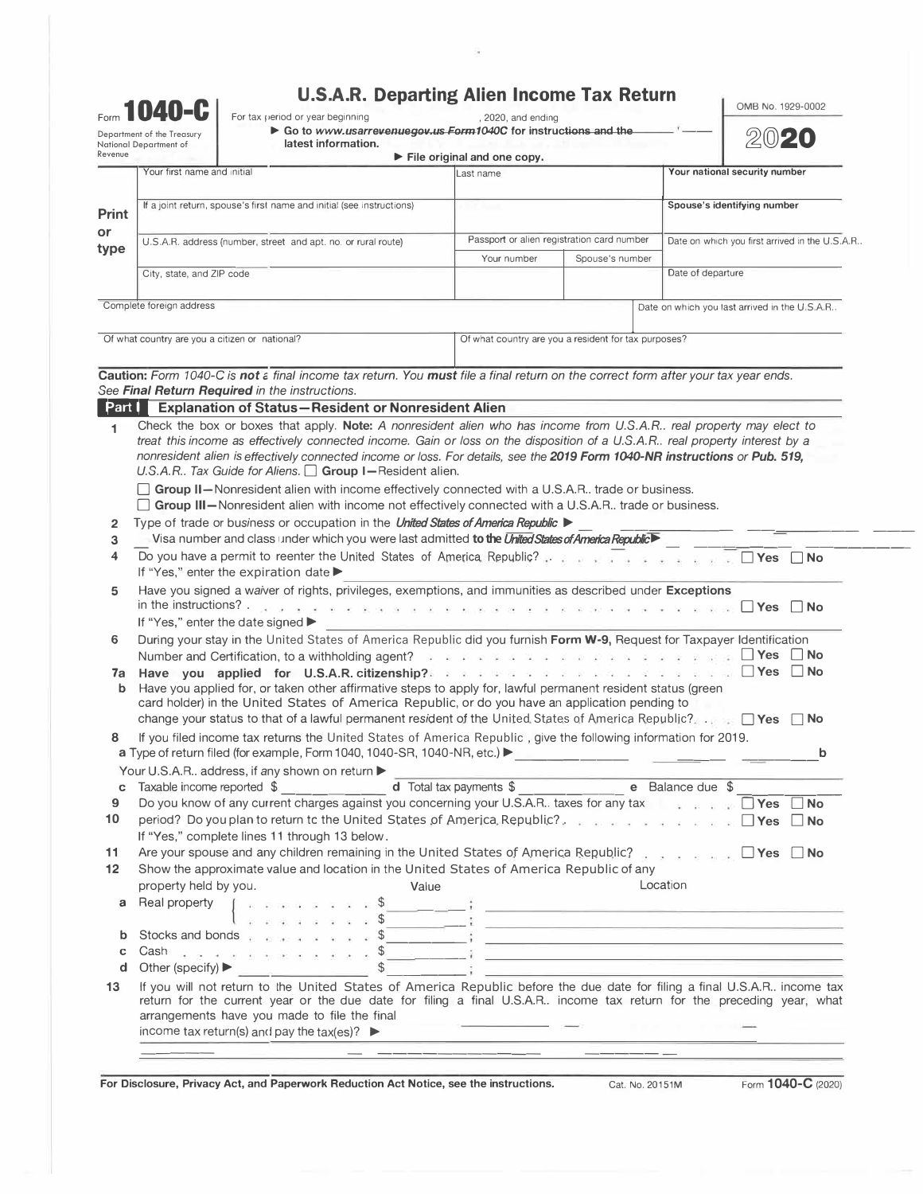Form **1040-C**

Department of the Treasury
National Department of Revenue

# U.S.A.R. Departing Alien Income Tax Return

For tax period or year beginning , 2020, and ending

▶ Go to ~~*www.usarrevenuegov.us Form1040C* for instructions and the~~ latest information.

▶ File original and one copy.

OMB No. 1929-0002

**2020**

| Print or type | | | |
|---|---|---|---|
| Your first name and initial | Last name | | **Your national security number** |
| If a joint return, spouse's first name and initial (see instructions) | | | **Spouse's identifying number** |
| U.S.A.R. address (number, street and apt. no. or rural route) | Passport or alien registration card number | | Date on which you first arrived in the U.S.A.R.. |
| | Your number | Spouse's number | |
| City, state, and ZIP code | | | Date of departure |
| Complete foreign address | | | Date on which you last arrived in the U.S.A.R.. |
| Of what country are you a citizen or national? | Of what country are you a resident for tax purposes? | | |

**Caution:** *Form 1040-C is* ***not*** *a final income tax return. You* ***must*** *file a final return on the correct form after your tax year ends. See* ***Final Return Required*** *in the instructions.*

## Part I Explanation of Status—Resident or Nonresident Alien

**1** Check the box or boxes that apply. **Note:** *A nonresident alien who has income from U.S.A.R.. real property may elect to treat this income as effectively connected income. Gain or loss on the disposition of a U.S.A.R.. real property interest by a nonresident alien is effectively connected income or loss. For details, see the* ***2019 Form 1040-NR instructions*** *or* ***Pub. 519,*** *U.S.A.R.. Tax Guide for Aliens.* ☐ **Group I—**Resident alien.

☐ **Group II—**Nonresident alien with income effectively connected with a U.S.A.R.. trade or business.

☐ **Group III—**Nonresident alien with income not effectively connected with a U.S.A.R.. trade or business.

**2** Type of trade or business or occupation in the ***United States of America Republic*** ▶

**3** Visa number and class under which you were last admitted **to the *United States of America Republic*** ▶

**4** Do you have a permit to reenter the United States of America Republic? ☐ **Yes** ☐ **No**
If "Yes," enter the expiration date ▶

**5** Have you signed a waiver of rights, privileges, exemptions, and immunities as described under **Exceptions** in the instructions? ☐ **Yes** ☐ **No**
If "Yes," enter the date signed ▶

**6** During your stay in the United States of America Republic did you furnish **Form W-9,** Request for Taxpayer Identification Number and Certification, to a withholding agent? ☐ **Yes** ☐ **No**

**7a** **Have you applied for U.S.A.R. citizenship?** ☐ **Yes** ☐ **No**

**b** Have you applied for, or taken other affirmative steps to apply for, lawful permanent resident status (green card holder) in the United States of America Republic, or do you have an application pending to change your status to that of a lawful permanent resident of the United States of America Republic? ☐ **Yes** ☐ **No**

**8** If you filed income tax returns the United States of America Republic , give the following information for 2019.
**a** Type of return filed (for example, Form 1040, 1040-SR, 1040-NR, etc.) ▶ **b**
Your U.S.A.R.. address, if any shown on return ▶
**c** Taxable income reported $ **d** Total tax payments $ **e** Balance due $

**9** Do you know of any current charges against you concerning your U.S.A.R.. taxes for any tax period? ☐ **Yes** ☐ **No**

**10** Do you plan to return to the United States of America Republic? ☐ **Yes** ☐ **No**
If "Yes," complete lines 11 through 13 below.

**11** Are your spouse and any children remaining in the United States of America Republic? ☐ **Yes** ☐ **No**

**12** Show the approximate value and location in the United States of America Republic of any property held by you.

| | | Value | Location |
|---|---|---|---|
| **a** | Real property | $ | |
| | | $ | |
| **b** | Stocks and bonds | $ | |
| **c** | Cash | $ | |
| **d** | Other (specify) ▶ | $ | |

**13** If you will not return to the United States of America Republic before the due date for filing a final U.S.A.R.. income tax return for the current year or the due date for filing a final U.S.A.R.. income tax return for the preceding year, what arrangements have you made to file the final income tax return(s) and pay the tax(es)? ▶

**For Disclosure, Privacy Act, and Paperwork Reduction Act Notice, see the instructions.** Cat. No. 20151M Form **1040-C** (2020)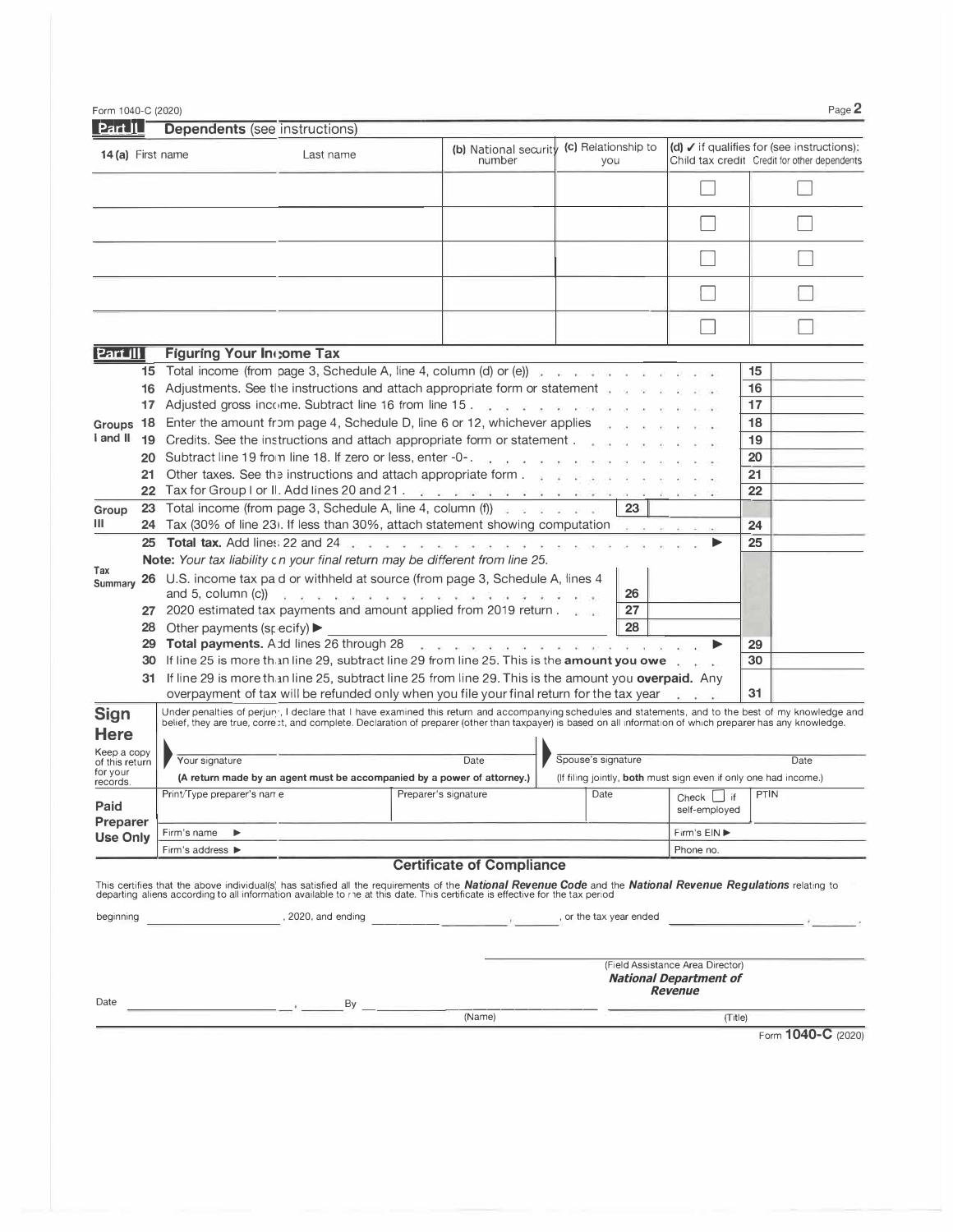Form 1040-C (2020)

## Part II Dependents (see instructions)

| 14 (a) First name | Last name | (b) National security number | (c) Relationship to you | (d) ✓ if qualifies for (see instructions): Child tax credit | Credit for other dependents |
|---|---|---|---|---|---|
| | | | | ☐ | ☐ |
| | | | | ☐ | ☐ |
| | | | | ☐ | ☐ |
| | | | | ☐ | ☐ |
| | | | | ☐ | ☐ |

## Part III Figuring Your Income Tax

| Group | Line | Description | | |
|---|---|---|---|---|
| Groups I and II | 15 | Total income (from page 3, Schedule A, line 4, column (d) or (e)) | 15 | |
| | 16 | Adjustments. See the instructions and attach appropriate form or statement | 16 | |
| | 17 | Adjusted gross income. Subtract line 16 from line 15 | 17 | |
| | 18 | Enter the amount from page 4, Schedule D, line 6 or 12, whichever applies | 18 | |
| | 19 | Credits. See the instructions and attach appropriate form or statement | 19 | |
| | 20 | Subtract line 19 from line 18. If zero or less, enter -0- | 20 | |
| | 21 | Other taxes. See the instructions and attach appropriate form | 21 | |
| | 22 | Tax for Group I or II. Add lines 20 and 21 | 22 | |
| Group III | 23 | Total income (from page 3, Schedule A, line 4, column (f)) — 23 | | |
| | 24 | Tax (30% of line 23). If less than 30%, attach statement showing computation | 24 | |
| | 25 | **Total tax.** Add lines 22 and 24 ▶ | 25 | |
| Tax Summary | | **Note:** *Your tax liability on your final return may be different from line 25.* | | |
| | 26 | U.S. income tax paid or withheld at source (from page 3, Schedule A, lines 4 and 5, column (c)) — 26 | | |
| | 27 | 2020 estimated tax payments and amount applied from 2019 return — 27 | | |
| | 28 | Other payments (specify) ▶ — 28 | | |
| | 29 | **Total payments.** Add lines 26 through 28 ▶ | 29 | |
| | 30 | If line 25 is more than line 29, subtract line 29 from line 25. This is the **amount you owe** | 30 | |
| | 31 | If line 29 is more than line 25, subtract line 25 from line 29. This is the amount you **overpaid.** Any overpayment of tax will be refunded only when you file your final return for the tax year | 31 | |

**Sign Here**

Keep a copy of this return for your records.

Under penalties of perjury, I declare that I have examined this return and accompanying schedules and statements, and to the best of my knowledge and belief, they are true, correct, and complete. Declaration of preparer (other than taxpayer) is based on all information of which preparer has any knowledge.

| Your signature | Date | Spouse's signature | Date |
|---|---|---|---|
| **(A return made by an agent must be accompanied by a power of attorney.)** | | (If filing jointly, **both** must sign even if only one had income.) | |

**Paid Preparer Use Only**

| Print/Type preparer's name | Preparer's signature | Date | Check ☐ if self-employed | PTIN |
|---|---|---|---|---|
| Firm's name ▶ | | | Firm's EIN ▶ | |
| Firm's address ▶ | | | Phone no. | |

## Certificate of Compliance

This certifies that the above individual(s) has satisfied all the requirements of the ***National Revenue Code*** and the ***National Revenue Regulations*** relating to departing aliens according to all information available to me at this date. This certificate is effective for the tax period

beginning ______________, 2020, and ending ______________, ______, or the tax year ended ______________, ______.

(Field Assistance Area Director)
***National Department of Revenue***

Date ______________, ______ By ______________ (Name) ______________ (Title)

Form **1040-C** (2020)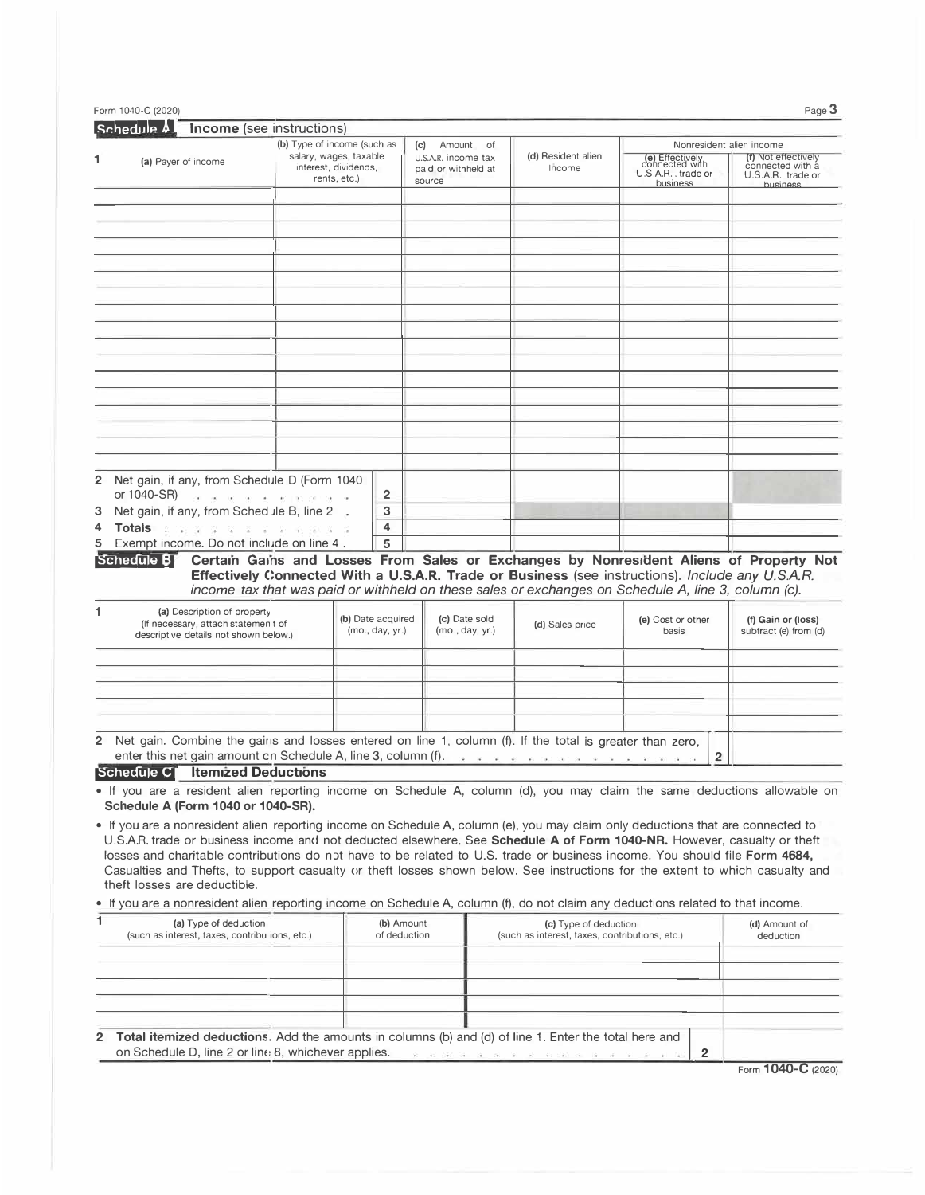## Schedule A Income (see instructions)

| 1 (a) Payer of income | (b) Type of income (such as salary, wages, taxable interest, dividends, rents, etc.) | (c) Amount of U.S.A.R. income tax paid or withheld at source | (d) Resident alien income | Nonresident alien income | |
|---|---|---|---|---|---|
| | | | | (e) Effectively connected with U.S.A.R. trade or business | (f) Not effectively connected with a U.S.A.R. trade or business |
| | | | | | |
| | | | | | |
| | | | | | |
| | | | | | |
| | | | | | |
| | | | | | |
| | | | | | |
| | | | | | |
| | | | | | |
| | | | | | |
| | | | | | |
| | | | | | |
| | | | | | |
| | | | | | |
| | | | | | |
| | | | | | |
| | | | | | |
| **2** Net gain, if any, from Schedule D (Form 1040 or 1040-SR) | **2** | | | | |
| **3** Net gain, if any, from Schedule B, line 2 | **3** | | | | |
| **4** **Totals** | **4** | | | | |
| **5** Exempt income. Do not include on line 4 | **5** | | | | |

## Schedule B Certain Gains and Losses From Sales or Exchanges by Nonresident Aliens of Property Not Effectively Connected With a U.S.A.R. Trade or Business

(see instructions). *Include any U.S.A.R. income tax that was paid or withheld on these sales or exchanges on Schedule A, line 3, column (c).*

| 1 (a) Description of property (If necessary, attach statement of descriptive details not shown below.) | (b) Date acquired (mo., day, yr.) | (c) Date sold (mo., day, yr.) | (d) Sales price | (e) Cost or other basis | (f) Gain or (loss) subtract (e) from (d) |
|---|---|---|---|---|---|
| | | | | | |
| | | | | | |
| | | | | | |
| | | | | | |
| | | | | | |

**2** Net gain. Combine the gains and losses entered on line 1, column (f). If the total is greater than zero, enter this net gain amount on Schedule A, line 3, column (f). . . . . . . . . . **2** ______

## Schedule C Itemized Deductions

- If you are a resident alien reporting income on Schedule A, column (d), you may claim the same deductions allowable on **Schedule A (Form 1040 or 1040-SR).**
- If you are a nonresident alien reporting income on Schedule A, column (e), you may claim only deductions that are connected to U.S.A.R. trade or business income and not deducted elsewhere. See **Schedule A of Form 1040-NR.** However, casualty or theft losses and charitable contributions do not have to be related to U.S. trade or business income. You should file **Form 4684,** Casualties and Thefts, to support casualty or theft losses shown below. See instructions for the extent to which casualty and theft losses are deductible.
- If you are a nonresident alien reporting income on Schedule A, column (f), do not claim any deductions related to that income.

| 1 (a) Type of deduction (such as interest, taxes, contributions, etc.) | (b) Amount of deduction | (c) Type of deduction (such as interest, taxes, contributions, etc.) | (d) Amount of deduction |
|---|---|---|---|
| | | | |
| | | | |
| | | | |
| | | | |

**2** **Total itemized deductions.** Add the amounts in columns (b) and (d) of line 1. Enter the total here and on Schedule D, line 2 or line 8, whichever applies. . . . . . . . . . **2** ______

Form **1040-C** (2020)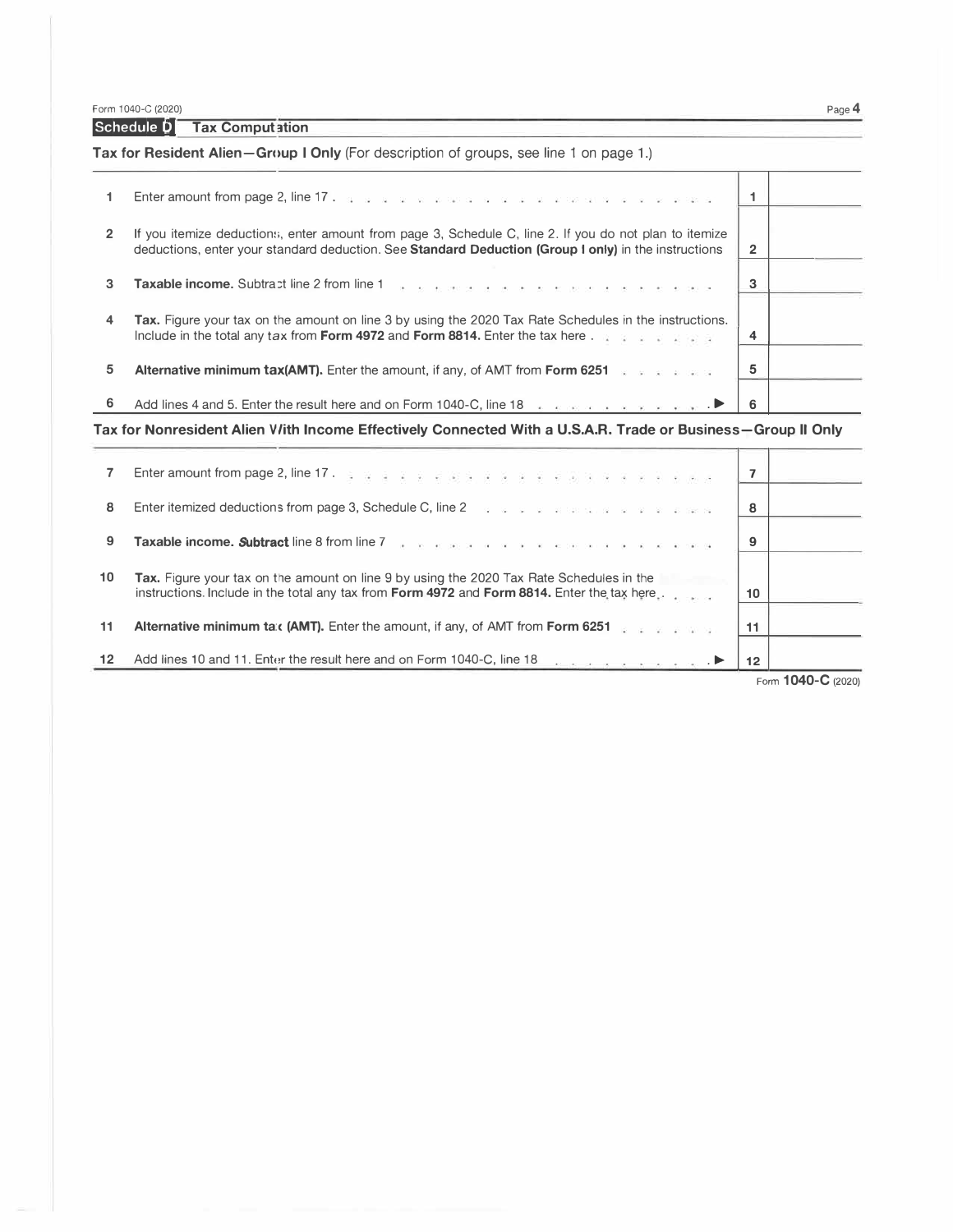## Schedule D Tax Computation

**Tax for Resident Alien—Group I Only** (For description of groups, see line 1 on page 1.)

| | | | |
|---|---|---|---|
| 1 | Enter amount from page 2, line 17 . . . . . . . . . . . . . . . . . . . . . . . . | 1 | |
| 2 | If you itemize deductions, enter amount from page 3, Schedule C, line 2. If you do not plan to itemize deductions, enter your standard deduction. See **Standard Deduction (Group I only)** in the instructions | 2 | |
| 3 | **Taxable income.** Subtract line 2 from line 1 . . . . . . . . . . . . . . . . . . . | 3 | |
| 4 | **Tax.** Figure your tax on the amount on line 3 by using the 2020 Tax Rate Schedules in the instructions. Include in the total any tax from **Form 4972** and **Form 8814.** Enter the tax here . . . . . . . . . | 4 | |
| 5 | **Alternative minimum tax(AMT).** Enter the amount, if any, of AMT from **Form 6251** . . . . . . . | 5 | |
| 6 | Add lines 4 and 5. Enter the result here and on Form 1040-C, line 18 . . . . . . . . . . . . ▶ | 6 | |

**Tax for Nonresident Alien With Income Effectively Connected With a U.S.A.R. Trade or Business—Group II Only**

| | | | |
|---|---|---|---|
| 7 | Enter amount from page 2, line 17 . . . . . . . . . . . . . . . . . . . . . . . . | 7 | |
| 8 | Enter itemized deductions from page 3, Schedule C, line 2 . . . . . . . . . . . . . . . | 8 | |
| 9 | **Taxable income. Subtract** line 8 from line 7 . . . . . . . . . . . . . . . . . . . . | 9 | |
| 10 | **Tax.** Figure your tax on the amount on line 9 by using the 2020 Tax Rate Schedules in the instructions. Include in the total any tax from **Form 4972** and **Form 8814.** Enter the tax here . . . . . | 10 | |
| 11 | **Alternative minimum tax (AMT).** Enter the amount, if any, of AMT from **Form 6251** . . . . . . . | 11 | |
| 12 | Add lines 10 and 11. Enter the result here and on Form 1040-C, line 18 . . . . . . . . . . . . ▶ | 12 | |

Form **1040-C** (2020)